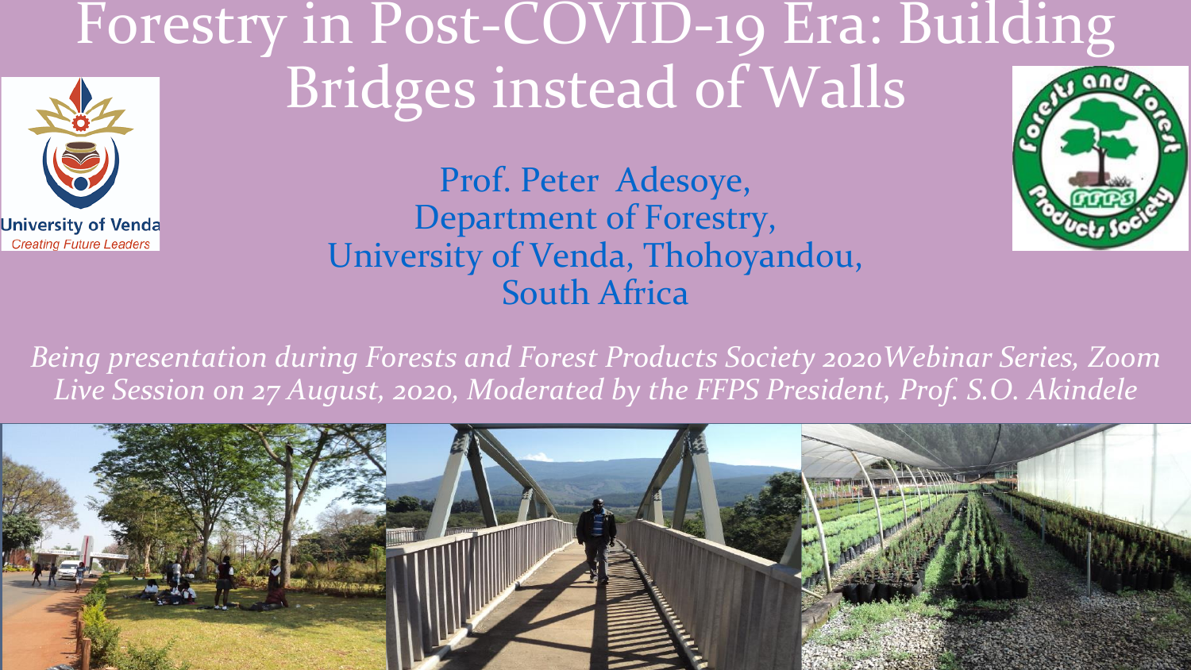# Forestry in Post-COVID-19 Era: Building Bridges instead of Walls

Prof. Peter Adesoye,
Department of Forestry,
University of Venda, Thohoyandou,
South Africa

*Being presentation during Forests and Forest Products Society 2020Webinar Series, Zoom Live Session on 27 August, 2020, Moderated by the FFPS President, Prof. S.O. Akindele*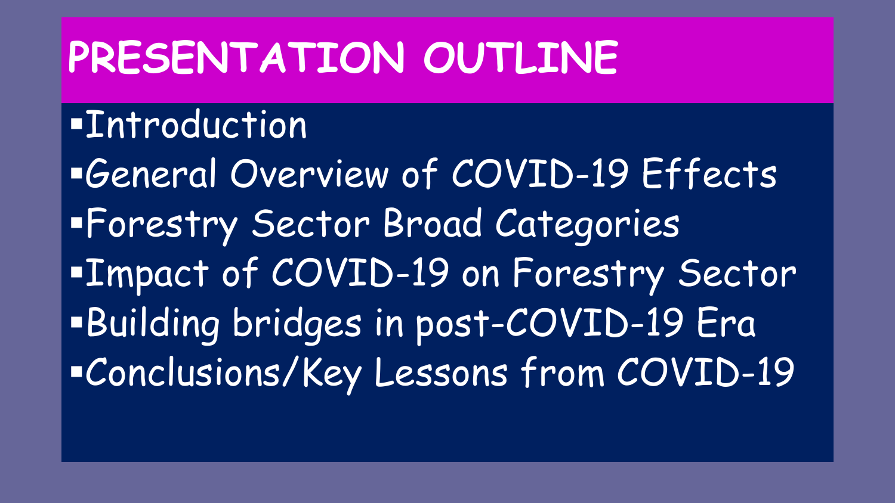# PRESENTATION OUTLINE

- Introduction
- General Overview of COVID-19 Effects
- Forestry Sector Broad Categories
- Impact of COVID-19 on Forestry Sector
- Building bridges in post-COVID-19 Era
- Conclusions/Key Lessons from COVID-19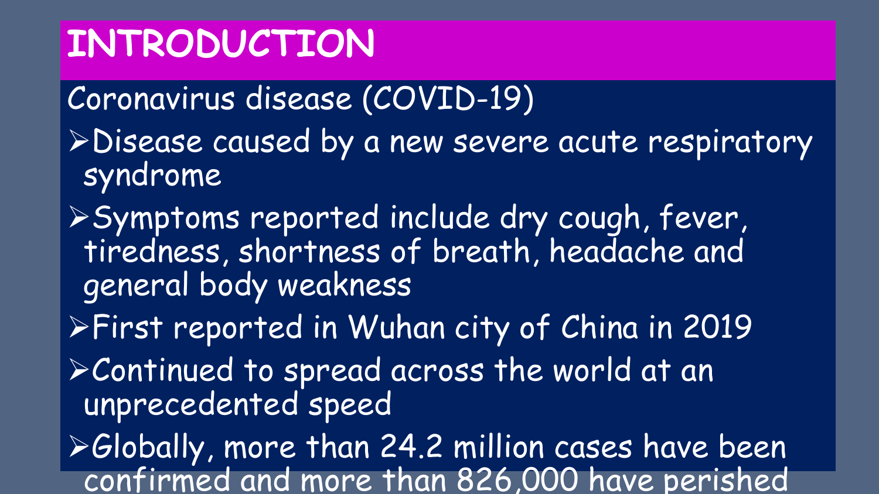# INTRODUCTION

Coronavirus disease (COVID-19)

- Disease caused by a new severe acute respiratory syndrome
- Symptoms reported include dry cough, fever, tiredness, shortness of breath, headache and general body weakness
- First reported in Wuhan city of China in 2019
- Continued to spread across the world at an unprecedented speed
- Globally, more than 24.2 million cases have been confirmed and more than 826,000 have perished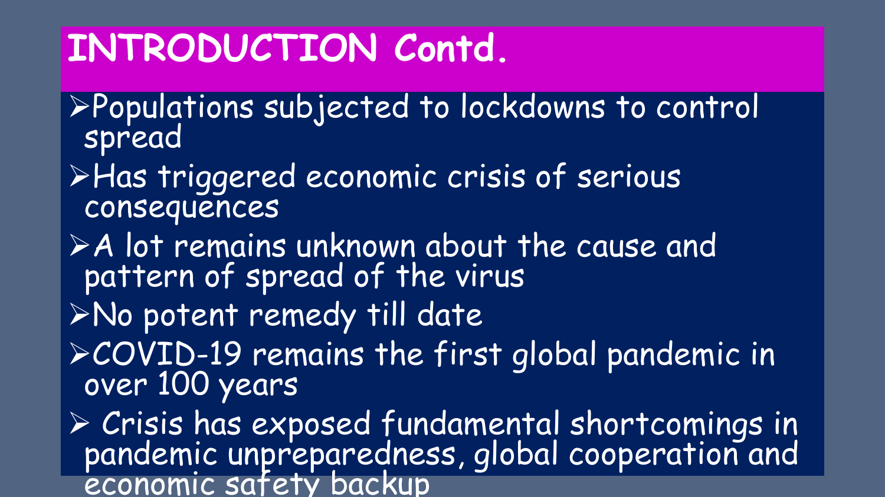# INTRODUCTION Contd.

- Populations subjected to lockdowns to control spread
- Has triggered economic crisis of serious consequences
- A lot remains unknown about the cause and pattern of spread of the virus
- No potent remedy till date
- COVID-19 remains the first global pandemic in over 100 years
- Crisis has exposed fundamental shortcomings in pandemic unpreparedness, global cooperation and economic safety backup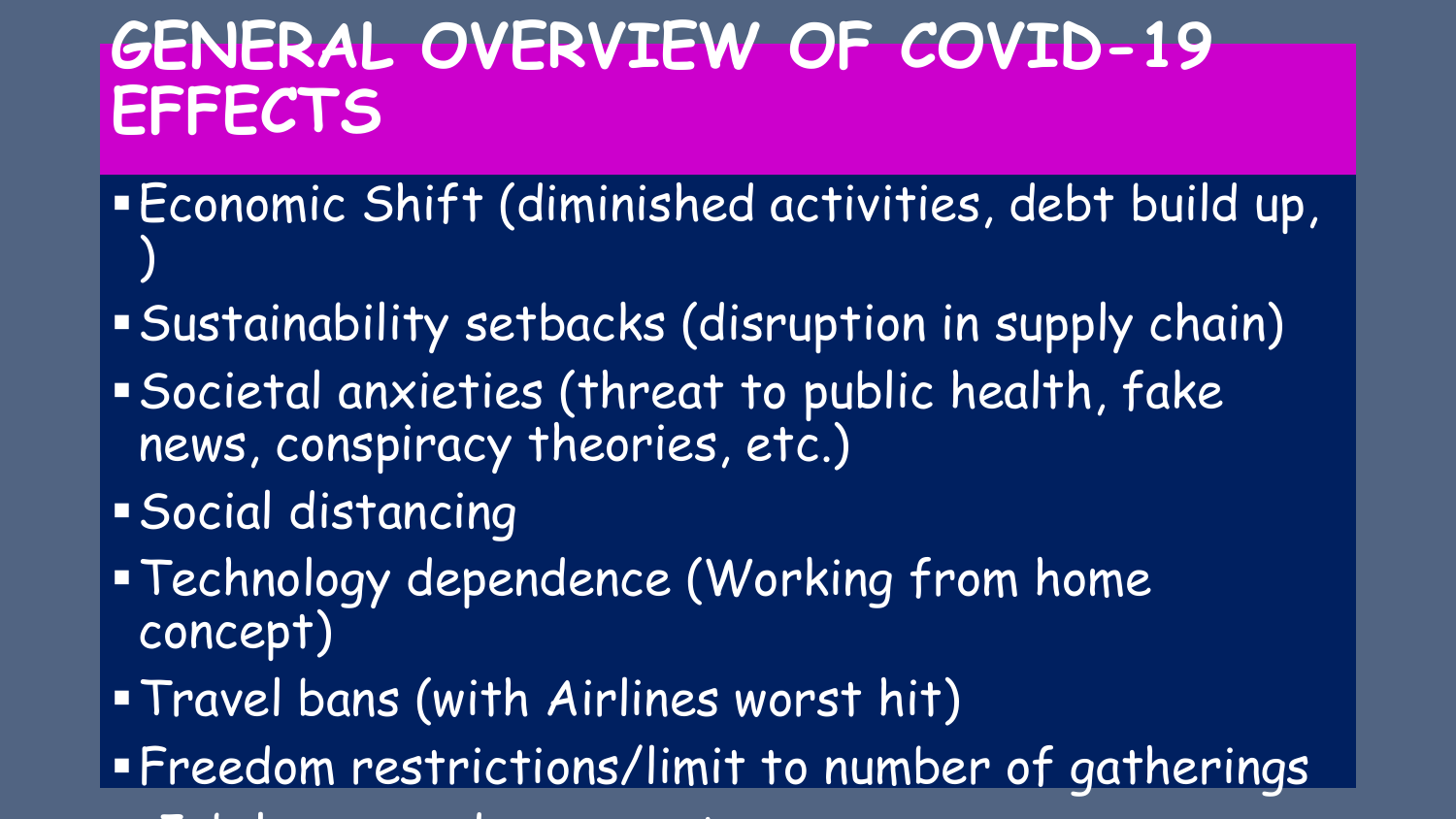# GENERAL OVERVIEW OF COVID-19 EFFECTS

- Economic Shift (diminished activities, debt build up, )
- Sustainability setbacks (disruption in supply chain)
- Societal anxieties (threat to public health, fake news, conspiracy theories, etc.)
- Social distancing
- Technology dependence (Working from home concept)
- Travel bans (with Airlines worst hit)
- Freedom restrictions/limit to number of gatherings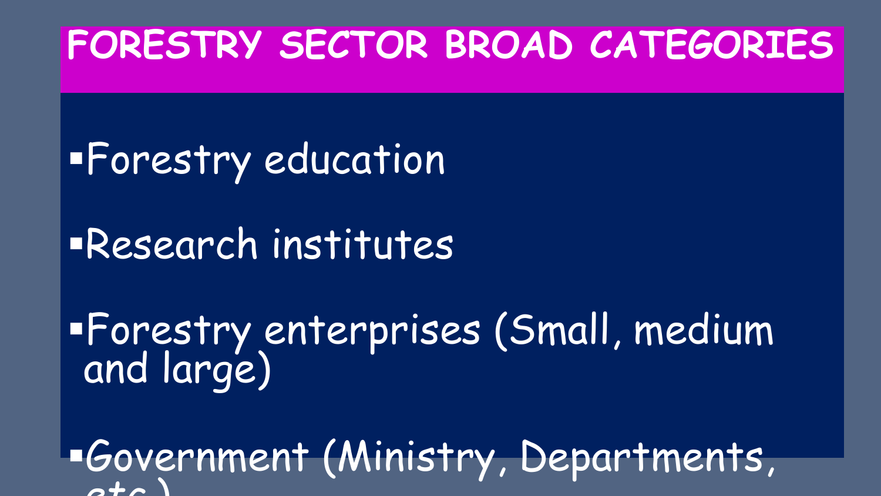# FORESTRY SECTOR BROAD CATEGORIES

- Forestry education
- Research institutes
- Forestry enterprises (Small, medium and large)
- Government (Ministry, Departments, etc.)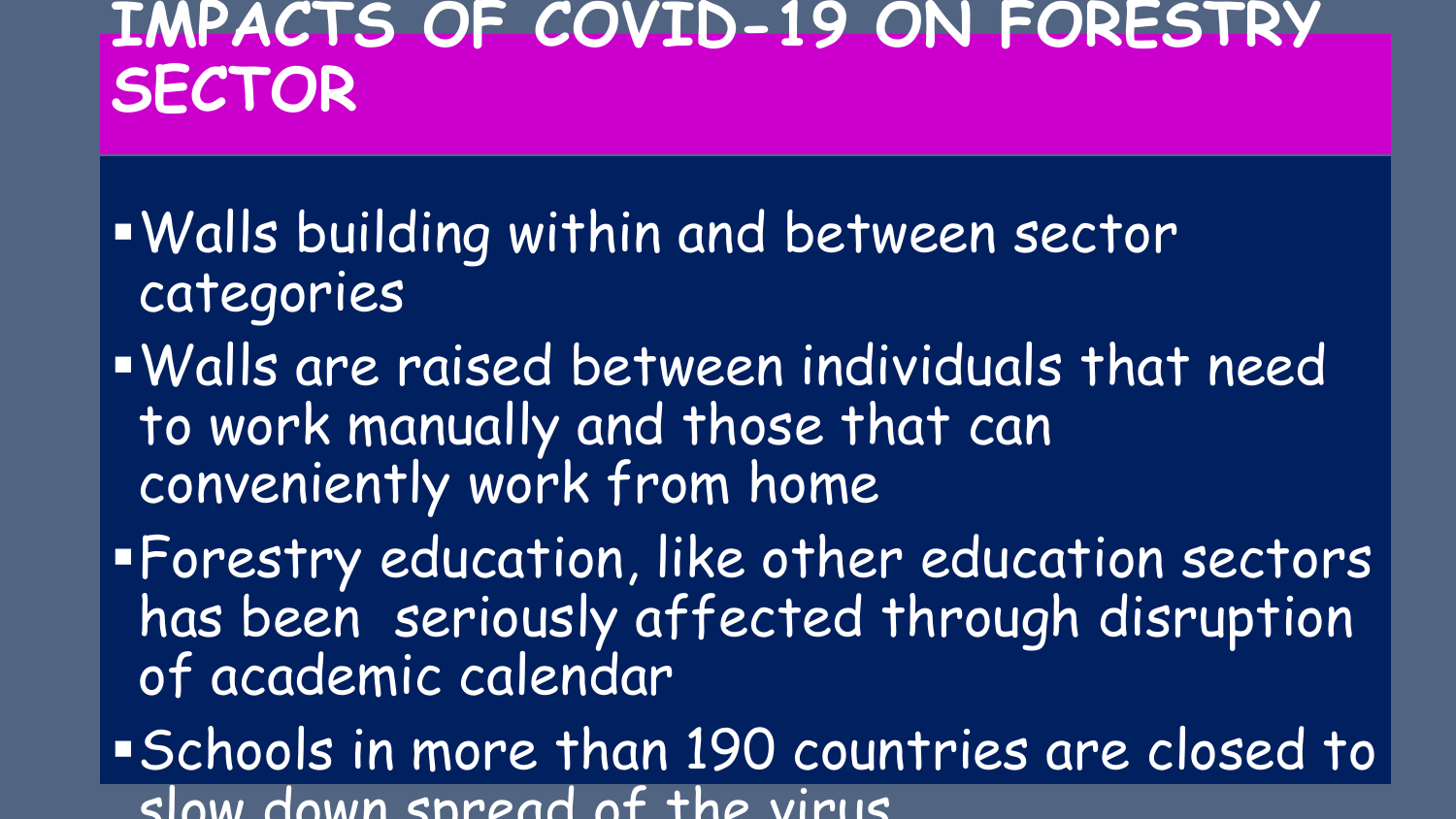# IMPACTS OF COVID-19 ON FORESTRY SECTOR

- Walls building within and between sector categories
- Walls are raised between individuals that need to work manually and those that can conveniently work from home
- Forestry education, like other education sectors has been seriously affected through disruption of academic calendar
- Schools in more than 190 countries are closed to slow down spread of the virus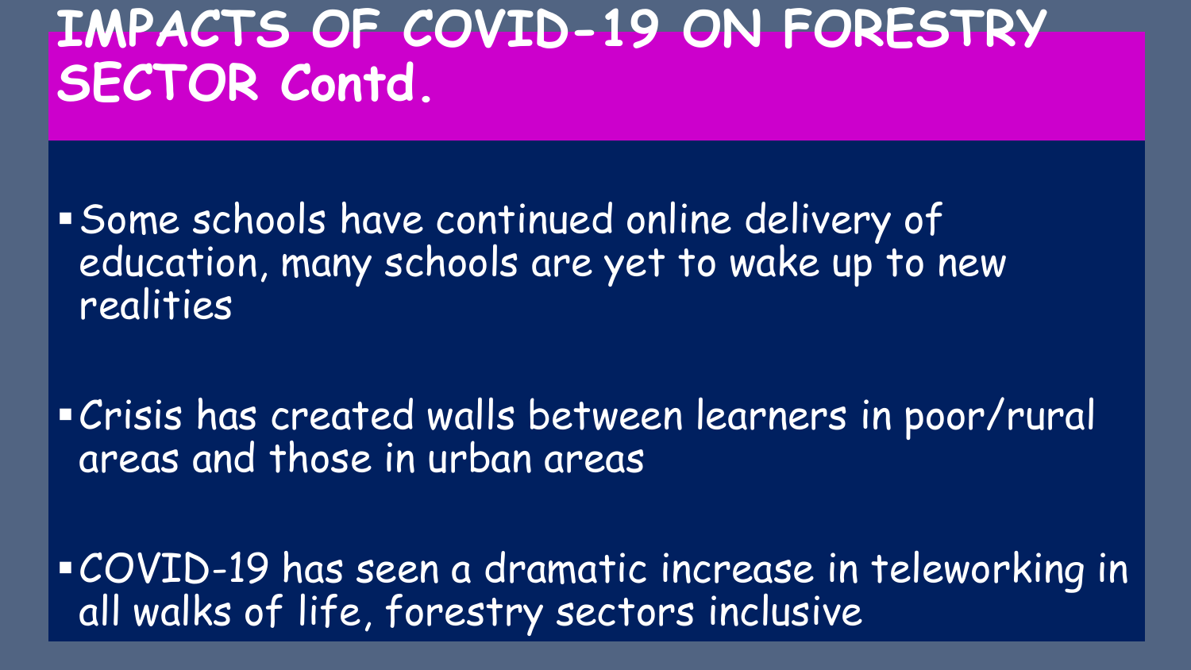# IMPACTS OF COVID-19 ON FORESTRY SECTOR Contd.

- Some schools have continued online delivery of education, many schools are yet to wake up to new realities
- Crisis has created walls between learners in poor/rural areas and those in urban areas
- COVID-19 has seen a dramatic increase in teleworking in all walks of life, forestry sectors inclusive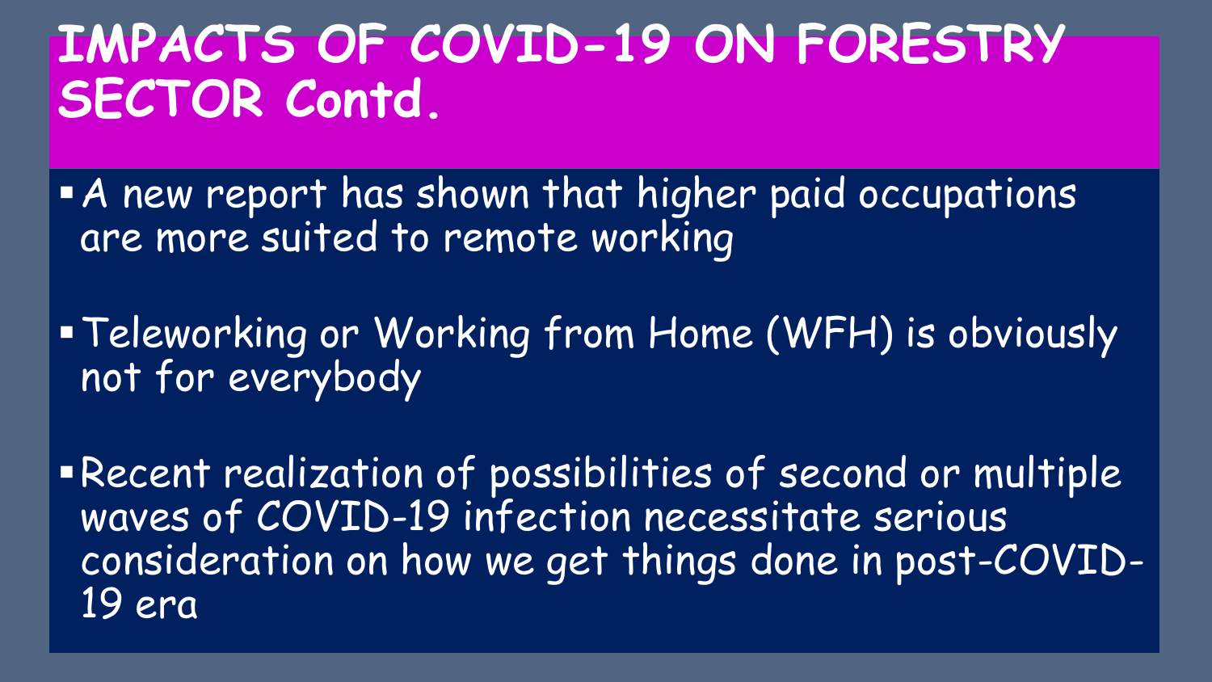# IMPACTS OF COVID-19 ON FORESTRY SECTOR Contd.

- A new report has shown that higher paid occupations are more suited to remote working
- Teleworking or Working from Home (WFH) is obviously not for everybody
- Recent realization of possibilities of second or multiple waves of COVID-19 infection necessitate serious consideration on how we get things done in post-COVID-19 era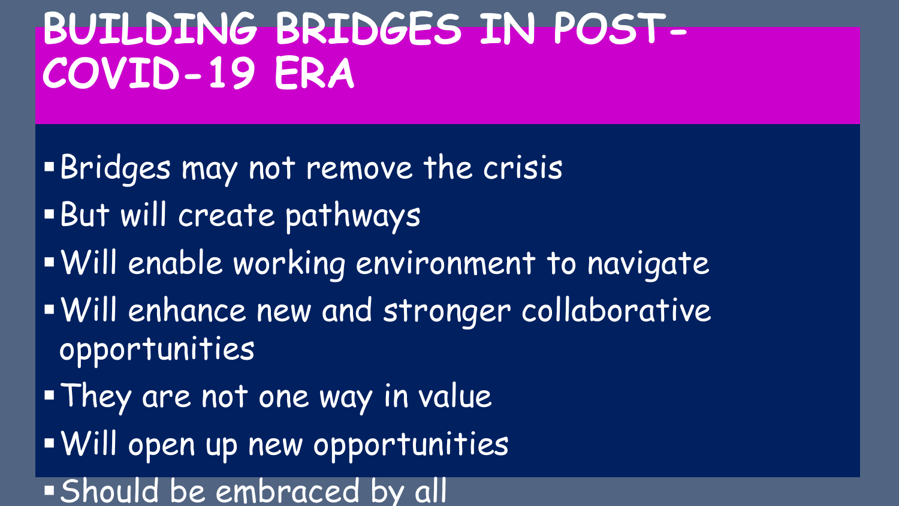# BUILDING BRIDGES IN POST-COVID-19 ERA

- Bridges may not remove the crisis
- But will create pathways
- Will enable working environment to navigate
- Will enhance new and stronger collaborative opportunities
- They are not one way in value
- Will open up new opportunities
- Should be embraced by all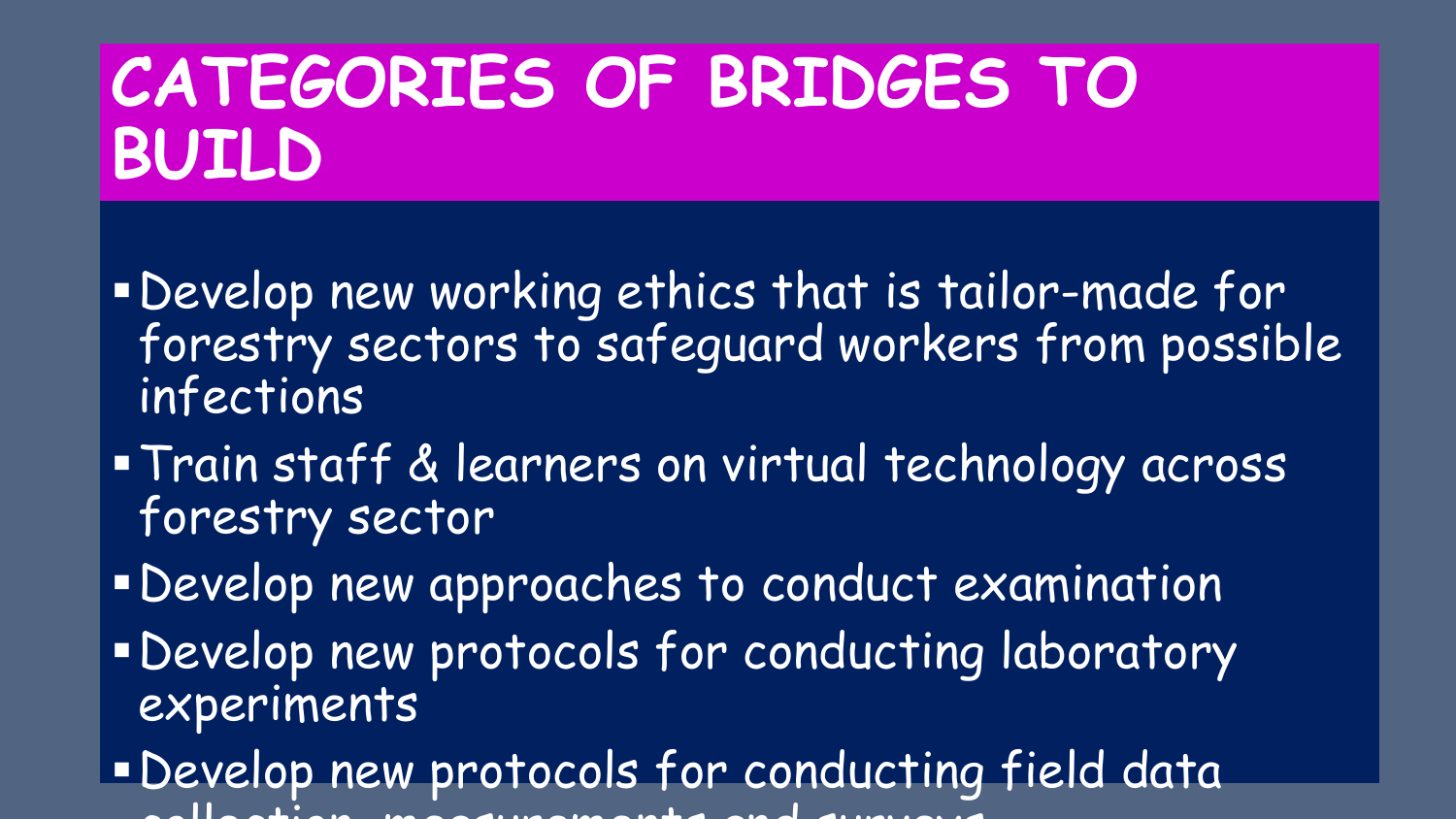# CATEGORIES OF BRIDGES TO BUILD

- Develop new working ethics that is tailor-made for forestry sectors to safeguard workers from possible infections
- Train staff & learners on virtual technology across forestry sector
- Develop new approaches to conduct examination
- Develop new protocols for conducting laboratory experiments
- Develop new protocols for conducting field data collection, measurements and surveys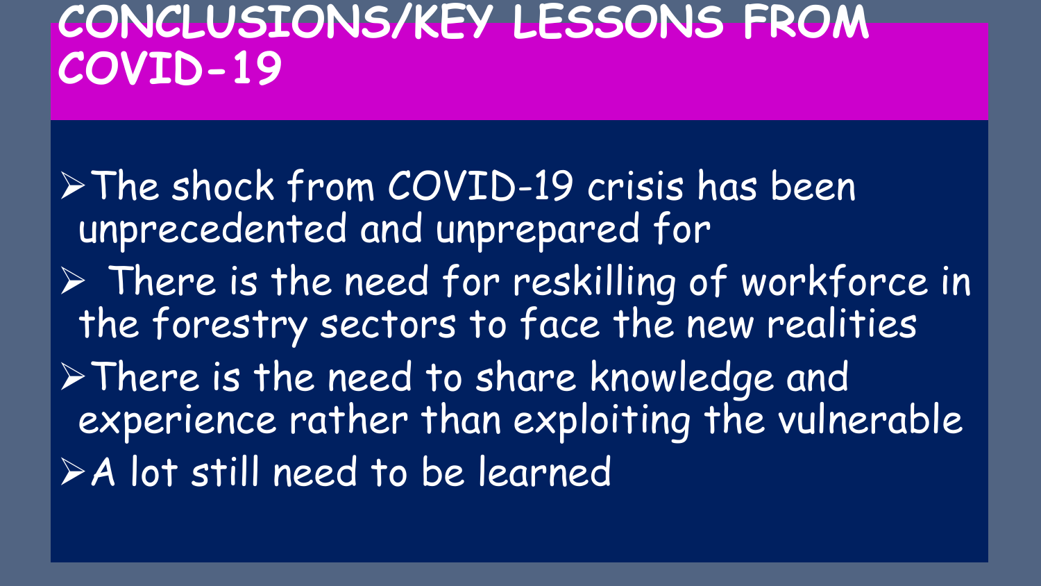# CONCLUSIONS/KEY LESSONS FROM COVID-19

- The shock from COVID-19 crisis has been unprecedented and unprepared for
- There is the need for reskilling of workforce in the forestry sectors to face the new realities
- There is the need to share knowledge and experience rather than exploiting the vulnerable
- A lot still need to be learned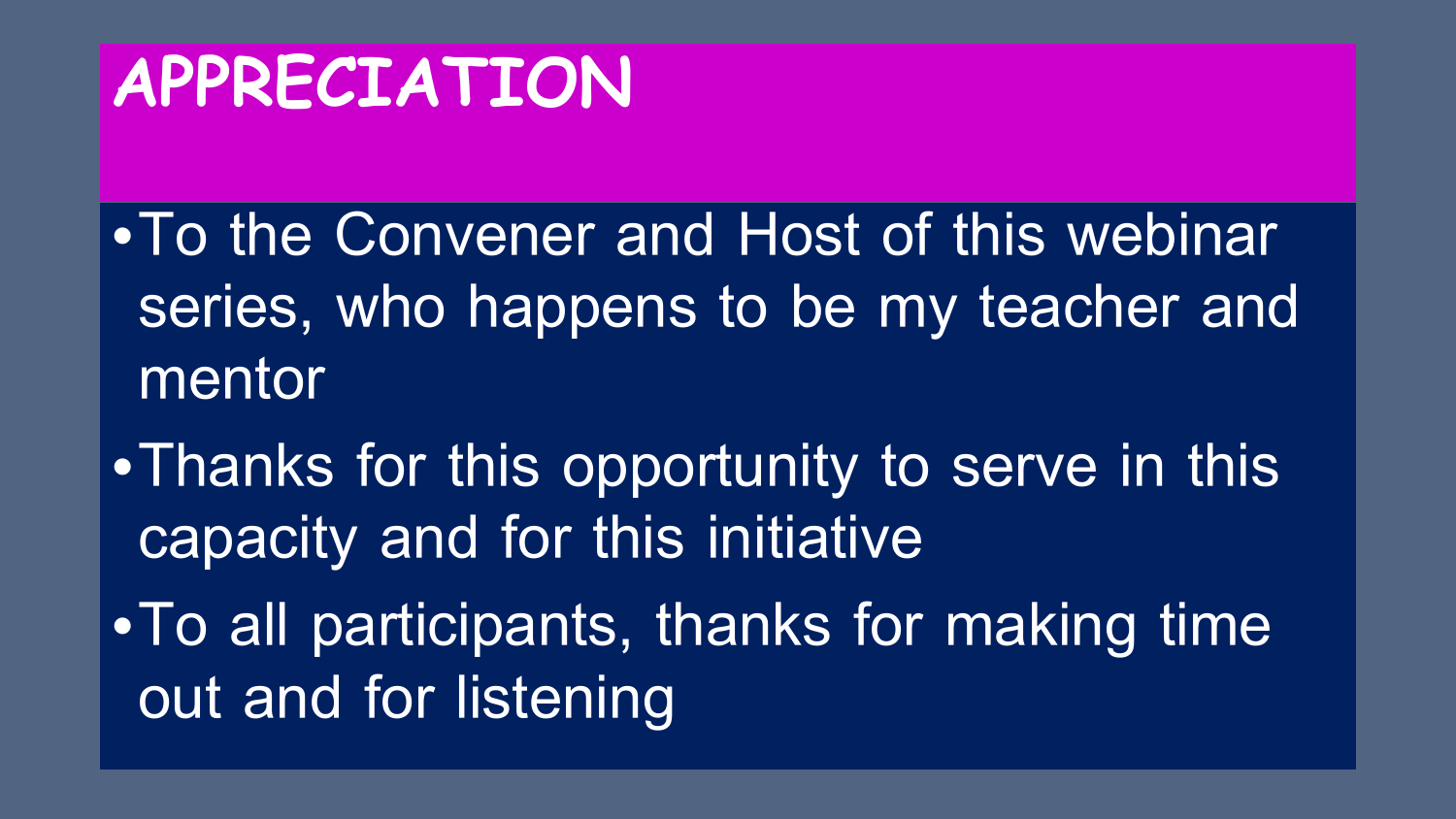# APPRECIATION

- To the Convener and Host of this webinar series, who happens to be my teacher and mentor
- Thanks for this opportunity to serve in this capacity and for this initiative
- To all participants, thanks for making time out and for listening